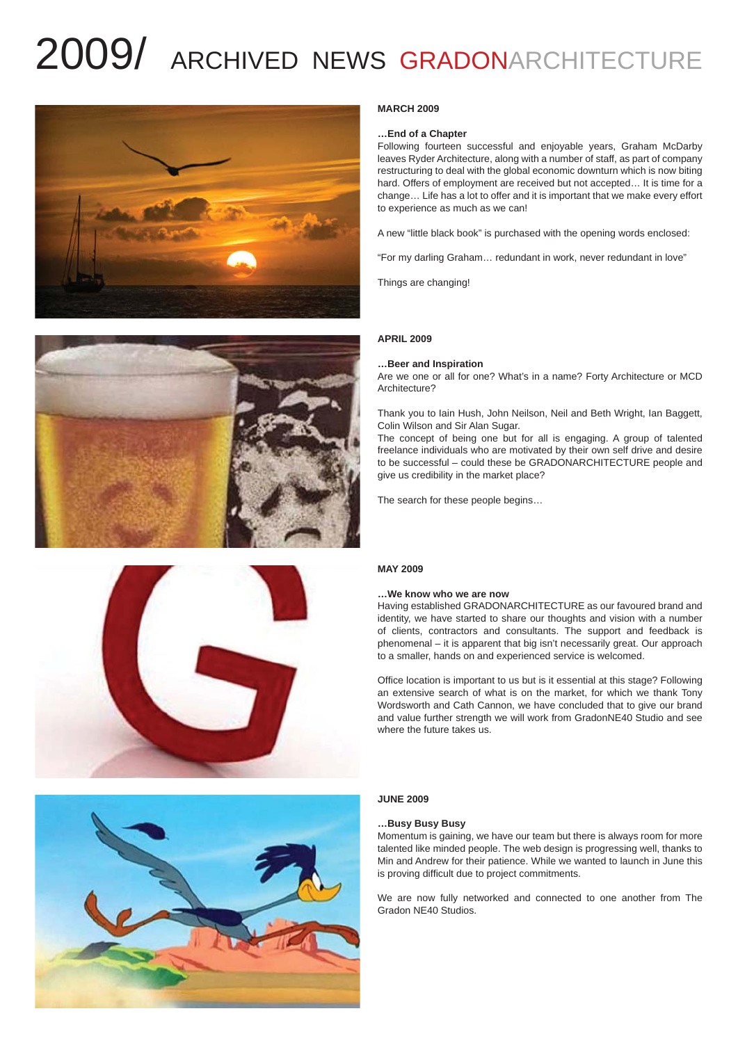# 2009/ ARCHIVED NEWS GRADONARCHITECTURE

**MARCH 2009**

**…End of a Chapter**

Following fourteen successful and enjoyable years, Graham McDarby leaves Ryder Architecture, along with a number of staff, as part of company restructuring to deal with the global economic downturn which is now biting hard. Offers of employment are received but not accepted… It is time for a change… Life has a lot to offer and it is important that we make every effort to experience as much as we can!

A new "little black book" is purchased with the opening words enclosed:

"For my darling Graham… redundant in work, never redundant in love"

Things are changing!

**APRIL 2009**

**…Beer and Inspiration**

Are we one or all for one? What's in a name? Forty Architecture or MCD Architecture?

Thank you to Iain Hush, John Neilson, Neil and Beth Wright, Ian Baggett, Colin Wilson and Sir Alan Sugar.

The concept of being one but for all is engaging. A group of talented freelance individuals who are motivated by their own self drive and desire to be successful – could these be GRADONARCHITECTURE people and give us credibility in the market place?

The search for these people begins…

**MAY 2009**

**…We know who we are now**

Having established GRADONARCHITECTURE as our favoured brand and identity, we have started to share our thoughts and vision with a number of clients, contractors and consultants. The support and feedback is phenomenal – it is apparent that big isn't necessarily great. Our approach to a smaller, hands on and experienced service is welcomed.

Office location is important to us but is it essential at this stage? Following an extensive search of what is on the market, for which we thank Tony Wordsworth and Cath Cannon, we have concluded that to give our brand and value further strength we will work from GradonNE40 Studio and see where the future takes us.

**JUNE 2009**

**…Busy Busy Busy**

Momentum is gaining, we have our team but there is always room for more talented like minded people. The web design is progressing well, thanks to Min and Andrew for their patience. While we wanted to launch in June this is proving difficult due to project commitments.

We are now fully networked and connected to one another from The Gradon NE40 Studios.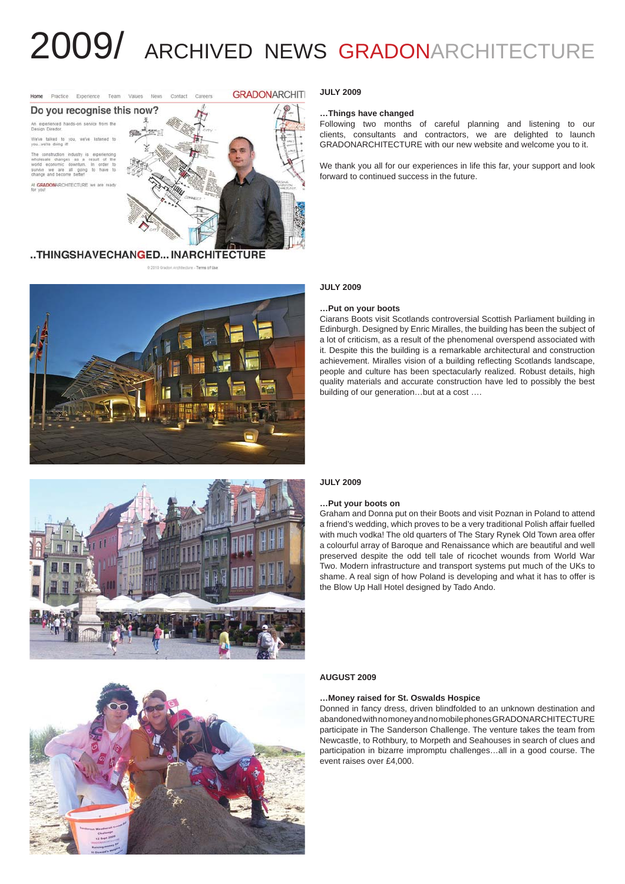# 2009/ ARCHIVED NEWS GRADONARCHITECTURE

**JULY 2009**

**…Things have changed**

Following two months of careful planning and listening to our clients, consultants and contractors, we are delighted to launch GRADONARCHITECTURE with our new website and welcome you to it.

We thank you all for our experiences in life this far, your support and look forward to continued success in the future.

**JULY 2009**

**…Put on your boots**

Ciarans Boots visit Scotlands controversial Scottish Parliament building in Edinburgh. Designed by Enric Miralles, the building has been the subject of a lot of criticism, as a result of the phenomenal overspend associated with it. Despite this the building is a remarkable architectural and construction achievement. Miralles vision of a building reflecting Scotlands landscape, people and culture has been spectacularly realized. Robust details, high quality materials and accurate construction have led to possibly the best building of our generation…but at a cost ….

**JULY 2009**

**…Put your boots on**

Graham and Donna put on their Boots and visit Poznan in Poland to attend a friend's wedding, which proves to be a very traditional Polish affair fuelled with much vodka! The old quarters of The Stary Rynek Old Town area offer a colourful array of Baroque and Renaissance which are beautiful and well preserved despite the odd tell tale of ricochet wounds from World War Two. Modern infrastructure and transport systems put much of the UKs to shame. A real sign of how Poland is developing and what it has to offer is the Blow Up Hall Hotel designed by Tado Ando.

**AUGUST 2009**

**…Money raised for St. Oswalds Hospice**

Donned in fancy dress, driven blindfolded to an unknown destination and abandoned with no money and no mobile phones GRADONARCHITECTURE participate in The Sanderson Challenge. The venture takes the team from Newcastle, to Rothbury, to Morpeth and Seahouses in search of clues and participation in bizarre impromptu challenges…all in a good course. The event raises over £4,000.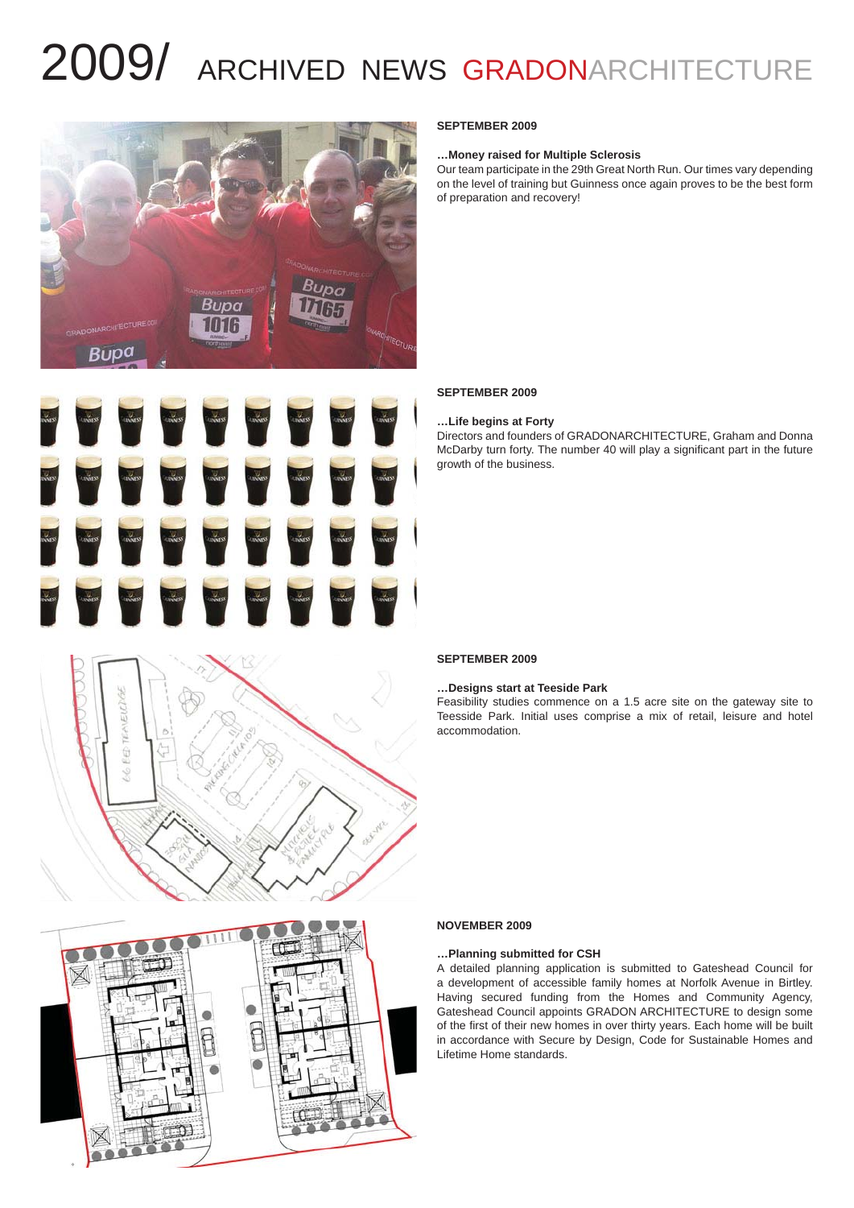# 2009/ ARCHIVED NEWS GRADONARCHITECTURE

**SEPTEMBER 2009**

**…Money raised for Multiple Sclerosis**

Our team participate in the 29th Great North Run. Our times vary depending on the level of training but Guinness once again proves to be the best form of preparation and recovery!

**SEPTEMBER 2009**

**…Life begins at Forty**

Directors and founders of GRADONARCHITECTURE, Graham and Donna McDarby turn forty. The number 40 will play a significant part in the future growth of the business.

**SEPTEMBER 2009**

**…Designs start at Teeside Park**

Feasibility studies commence on a 1.5 acre site on the gateway site to Teesside Park. Initial uses comprise a mix of retail, leisure and hotel accommodation.

**NOVEMBER 2009**

**…Planning submitted for CSH**

A detailed planning application is submitted to Gateshead Council for a development of accessible family homes at Norfolk Avenue in Birtley. Having secured funding from the Homes and Community Agency, Gateshead Council appoints GRADON ARCHITECTURE to design some of the first of their new homes in over thirty years. Each home will be built in accordance with Secure by Design, Code for Sustainable Homes and Lifetime Home standards.